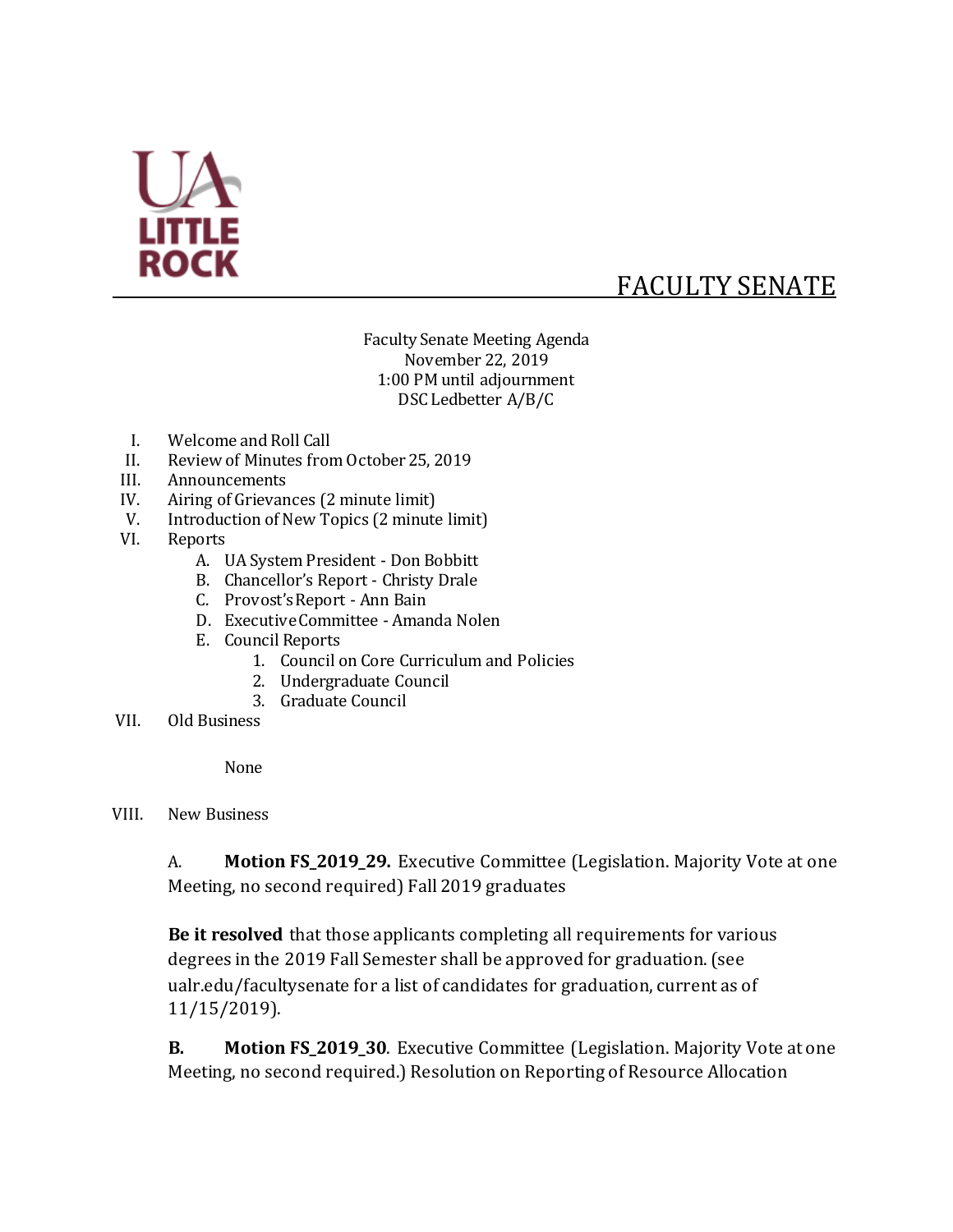UA LITTLE ROCK

# FACULTY SENATE

Faculty Senate Meeting Agenda
November 22, 2019
1:00 PM until adjournment
DSC Ledbetter A/B/C

I. Welcome and Roll Call
II. Review of Minutes from October 25, 2019
III. Announcements
IV. Airing of Grievances (2 minute limit)
V. Introduction of New Topics (2 minute limit)
VI. Reports
   A. UA System President - Don Bobbitt
   B. Chancellor's Report - Christy Drale
   C. Provost's Report - Ann Bain
   D. Executive Committee - Amanda Nolen
   E. Council Reports
      1. Council on Core Curriculum and Policies
      2. Undergraduate Council
      3. Graduate Council
VII. Old Business

None

VIII. New Business

A. **Motion FS_2019_29.** Executive Committee (Legislation. Majority Vote at one Meeting, no second required) Fall 2019 graduates

**Be it resolved** that those applicants completing all requirements for various degrees in the 2019 Fall Semester shall be approved for graduation. (see ualr.edu/facultysenate for a list of candidates for graduation, current as of 11/15/2019).

**B. Motion FS_2019_30**. Executive Committee (Legislation. Majority Vote at one Meeting, no second required.) Resolution on Reporting of Resource Allocation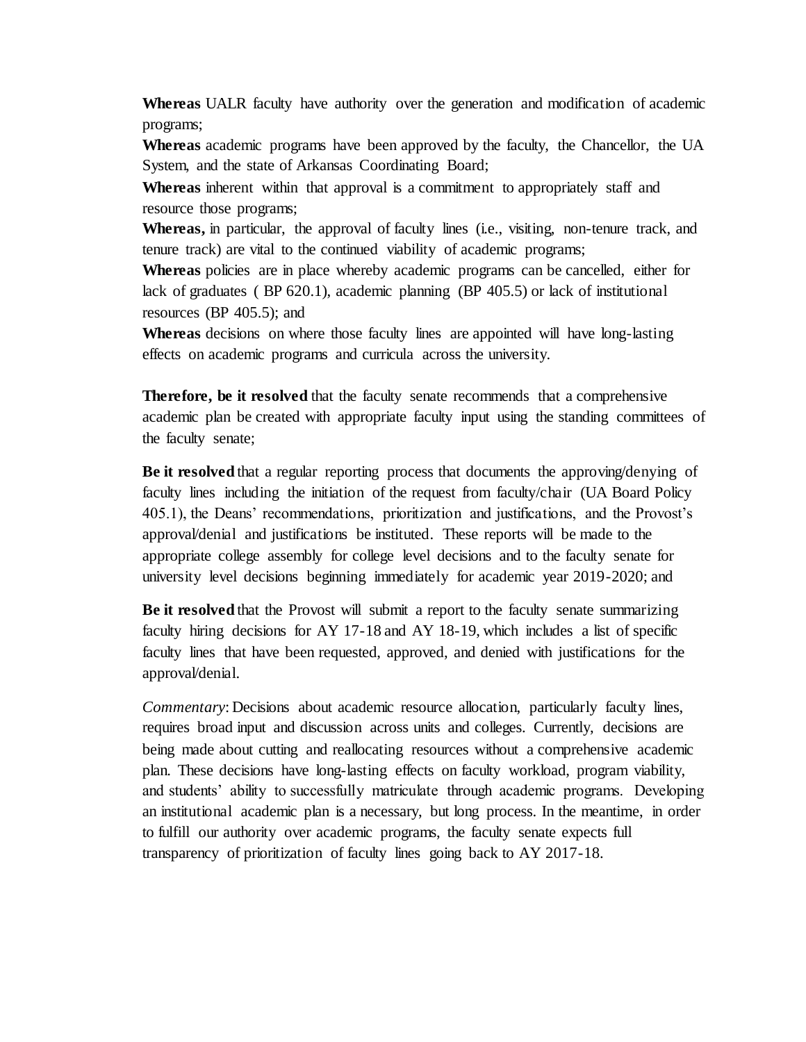**Whereas** UALR faculty have authority over the generation and modification of academic programs;

**Whereas** academic programs have been approved by the faculty, the Chancellor, the UA System, and the state of Arkansas Coordinating Board;

**Whereas** inherent within that approval is a commitment to appropriately staff and resource those programs;

**Whereas,** in particular, the approval of faculty lines (i.e., visiting, non-tenure track, and tenure track) are vital to the continued viability of academic programs;

**Whereas** policies are in place whereby academic programs can be cancelled, either for lack of graduates ( BP 620.1), academic planning (BP 405.5) or lack of institutional resources (BP 405.5); and

**Whereas** decisions on where those faculty lines are appointed will have long-lasting effects on academic programs and curricula across the university.

**Therefore, be it resolved** that the faculty senate recommends that a comprehensive academic plan be created with appropriate faculty input using the standing committees of the faculty senate;

**Be it resolved** that a regular reporting process that documents the approving/denying of faculty lines including the initiation of the request from faculty/chair (UA Board Policy 405.1), the Deans' recommendations, prioritization and justifications, and the Provost's approval/denial and justifications be instituted. These reports will be made to the appropriate college assembly for college level decisions and to the faculty senate for university level decisions beginning immediately for academic year 2019-2020; and

**Be it resolved** that the Provost will submit a report to the faculty senate summarizing faculty hiring decisions for AY 17-18 and AY 18-19, which includes a list of specific faculty lines that have been requested, approved, and denied with justifications for the approval/denial.

*Commentary*: Decisions about academic resource allocation, particularly faculty lines, requires broad input and discussion across units and colleges. Currently, decisions are being made about cutting and reallocating resources without a comprehensive academic plan. These decisions have long-lasting effects on faculty workload, program viability, and students' ability to successfully matriculate through academic programs. Developing an institutional academic plan is a necessary, but long process. In the meantime, in order to fulfill our authority over academic programs, the faculty senate expects full transparency of prioritization of faculty lines going back to AY 2017-18.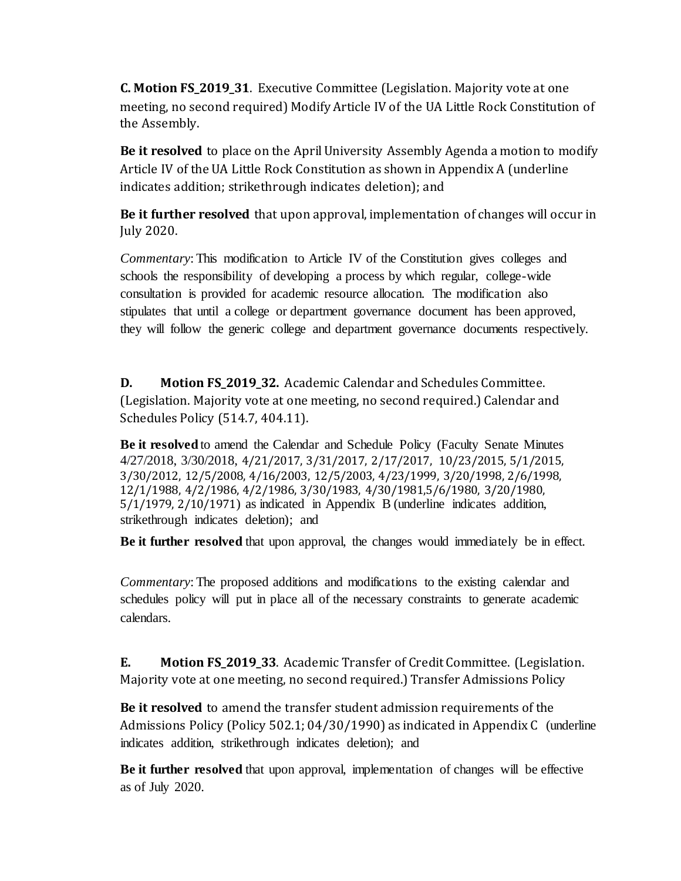**C. Motion FS_2019_31**. Executive Committee (Legislation. Majority vote at one meeting, no second required) Modify Article IV of the UA Little Rock Constitution of the Assembly.

**Be it resolved** to place on the April University Assembly Agenda a motion to modify Article IV of the UA Little Rock Constitution as shown in Appendix A (underline indicates addition; strikethrough indicates deletion); and

**Be it further resolved** that upon approval, implementation of changes will occur in July 2020.

*Commentary*: This modification to Article IV of the Constitution gives colleges and schools the responsibility of developing a process by which regular, college-wide consultation is provided for academic resource allocation. The modification also stipulates that until a college or department governance document has been approved, they will follow the generic college and department governance documents respectively.

**D. Motion FS_2019_32.** Academic Calendar and Schedules Committee. (Legislation. Majority vote at one meeting, no second required.) Calendar and Schedules Policy (514.7, 404.11).

**Be it resolved** to amend the Calendar and Schedule Policy (Faculty Senate Minutes 4/27/2018, 3/30/2018, 4/21/2017, 3/31/2017, 2/17/2017, 10/23/2015, 5/1/2015, 3/30/2012, 12/5/2008, 4/16/2003, 12/5/2003, 4/23/1999, 3/20/1998, 2/6/1998, 12/1/1988, 4/2/1986, 4/2/1986, 3/30/1983, 4/30/1981,5/6/1980, 3/20/1980, 5/1/1979, 2/10/1971) as indicated in Appendix B (underline indicates addition, strikethrough indicates deletion); and

**Be it further resolved** that upon approval, the changes would immediately be in effect.

*Commentary*: The proposed additions and modifications to the existing calendar and schedules policy will put in place all of the necessary constraints to generate academic calendars.

**E. Motion FS_2019_33**. Academic Transfer of Credit Committee. (Legislation. Majority vote at one meeting, no second required.) Transfer Admissions Policy

**Be it resolved** to amend the transfer student admission requirements of the Admissions Policy (Policy 502.1; 04/30/1990) as indicated in Appendix C (underline indicates addition, strikethrough indicates deletion); and

**Be it further resolved** that upon approval, implementation of changes will be effective as of July 2020.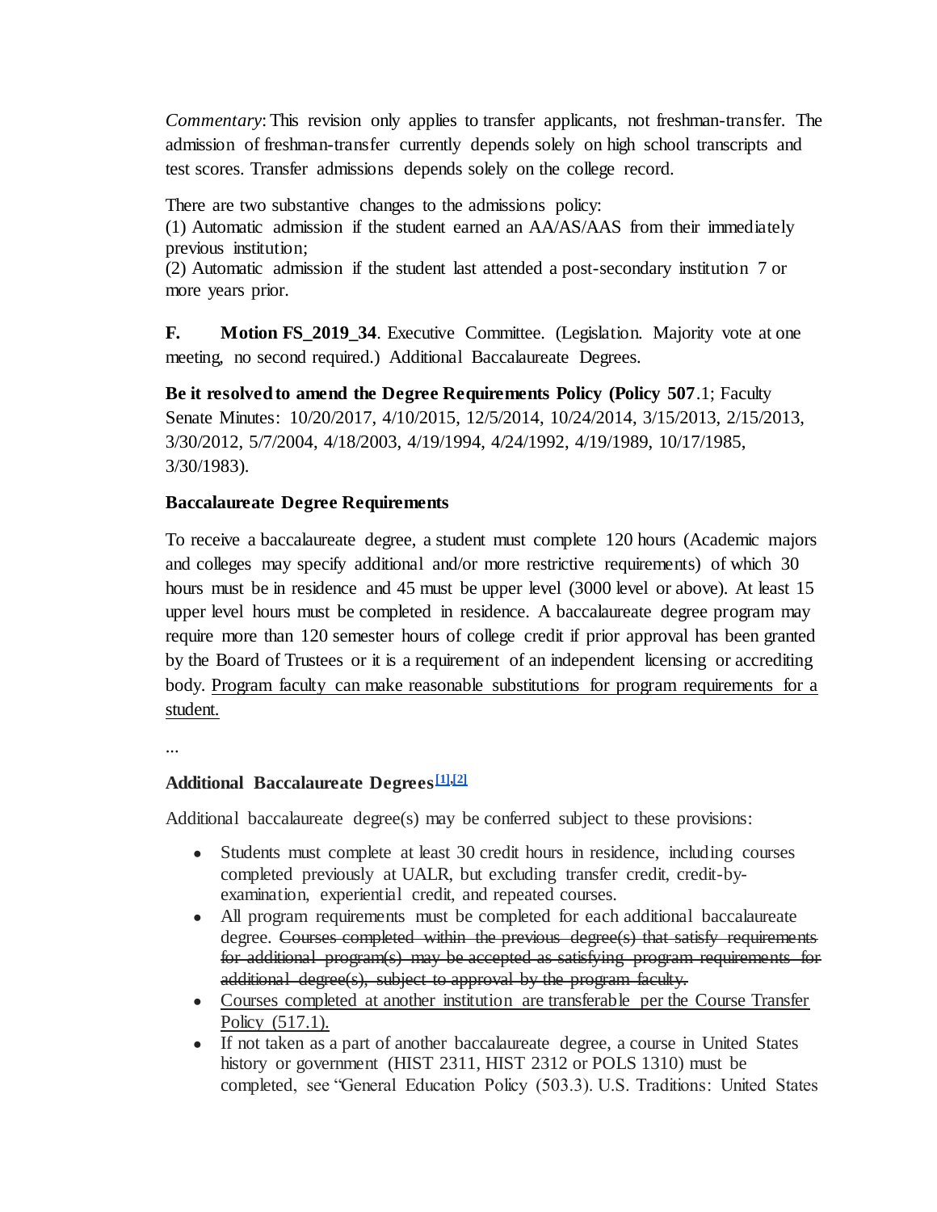*Commentary*: This revision only applies to transfer applicants, not freshman-transfer. The admission of freshman-transfer currently depends solely on high school transcripts and test scores. Transfer admissions depends solely on the college record.

There are two substantive changes to the admissions policy:
(1) Automatic admission if the student earned an AA/AS/AAS from their immediately previous institution;
(2) Automatic admission if the student last attended a post-secondary institution 7 or more years prior.

**F. Motion FS_2019_34**. Executive Committee. (Legislation. Majority vote at one meeting, no second required.) Additional Baccalaureate Degrees.

**Be it resolved to amend the Degree Requirements Policy (Policy 507**.1; Faculty Senate Minutes: 10/20/2017, 4/10/2015, 12/5/2014, 10/24/2014, 3/15/2013, 2/15/2013, 3/30/2012, 5/7/2004, 4/18/2003, 4/19/1994, 4/24/1992, 4/19/1989, 10/17/1985, 3/30/1983).

**Baccalaureate Degree Requirements**

To receive a baccalaureate degree, a student must complete 120 hours (Academic majors and colleges may specify additional and/or more restrictive requirements) of which 30 hours must be in residence and 45 must be upper level (3000 level or above). At least 15 upper level hours must be completed in residence. A baccalaureate degree program may require more than 120 semester hours of college credit if prior approval has been granted by the Board of Trustees or it is a requirement of an independent licensing or accrediting body. <u>Program faculty can make reasonable substitutions for program requirements for a student.</u>

...

**Additional Baccalaureate Degrees**[1],[2]

Additional baccalaureate degree(s) may be conferred subject to these provisions:

- Students must complete at least 30 credit hours in residence, including courses completed previously at UALR, but excluding transfer credit, credit-by-examination, experiential credit, and repeated courses.
- All program requirements must be completed for each additional baccalaureate degree. ~~Courses completed within the previous degree(s) that satisfy requirements for additional program(s) may be accepted as satisfying program requirements for additional degree(s), subject to approval by the program faculty.~~
- <u>Courses completed at another institution are transferable per the Course Transfer Policy (517.1).</u>
- If not taken as a part of another baccalaureate degree, a course in United States history or government (HIST 2311, HIST 2312 or POLS 1310) must be completed, see "General Education Policy (503.3). U.S. Traditions: United States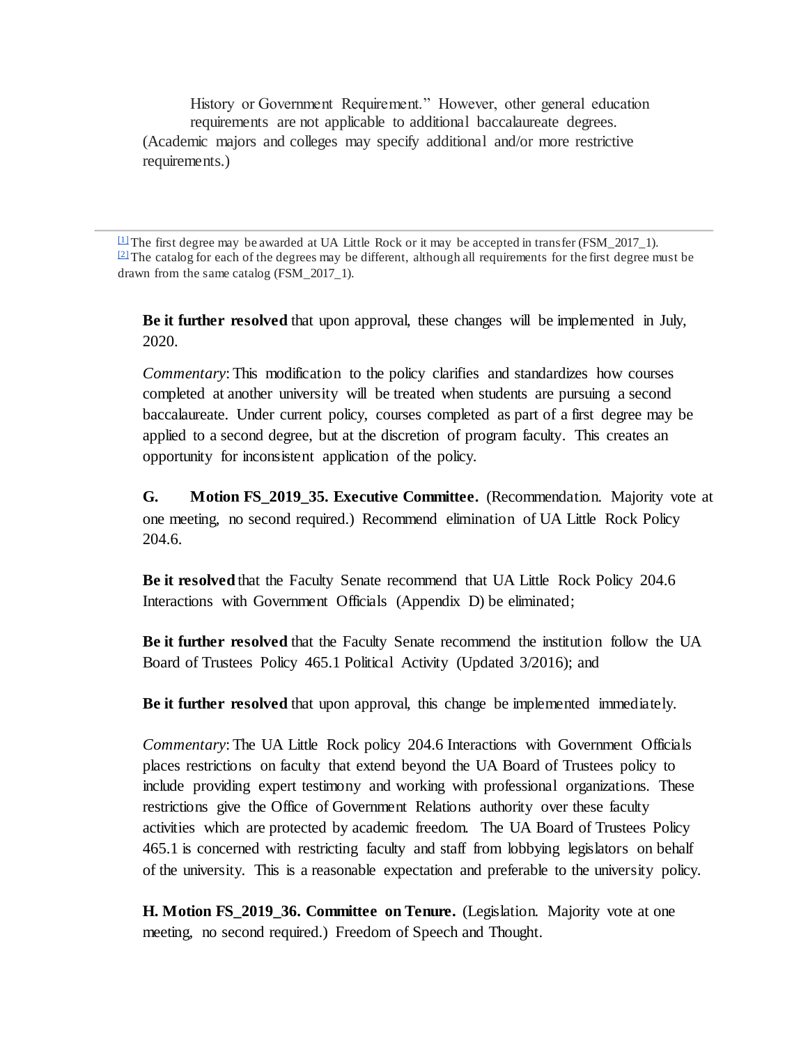History or Government Requirement." However, other general education requirements are not applicable to additional baccalaureate degrees.

(Academic majors and colleges may specify additional and/or more restrictive requirements.)

---

[1] The first degree may be awarded at UA Little Rock or it may be accepted in transfer (FSM_2017_1).

[2] The catalog for each of the degrees may be different, although all requirements for the first degree must be drawn from the same catalog (FSM_2017_1).

**Be it further resolved** that upon approval, these changes will be implemented in July, 2020.

*Commentary*: This modification to the policy clarifies and standardizes how courses completed at another university will be treated when students are pursuing a second baccalaureate. Under current policy, courses completed as part of a first degree may be applied to a second degree, but at the discretion of program faculty. This creates an opportunity for inconsistent application of the policy.

**G. Motion FS_2019_35. Executive Committee.** (Recommendation. Majority vote at one meeting, no second required.) Recommend elimination of UA Little Rock Policy 204.6.

**Be it resolved** that the Faculty Senate recommend that UA Little Rock Policy 204.6 Interactions with Government Officials (Appendix D) be eliminated;

**Be it further resolved** that the Faculty Senate recommend the institution follow the UA Board of Trustees Policy 465.1 Political Activity (Updated 3/2016); and

**Be it further resolved** that upon approval, this change be implemented immediately.

*Commentary*: The UA Little Rock policy 204.6 Interactions with Government Officials places restrictions on faculty that extend beyond the UA Board of Trustees policy to include providing expert testimony and working with professional organizations. These restrictions give the Office of Government Relations authority over these faculty activities which are protected by academic freedom. The UA Board of Trustees Policy 465.1 is concerned with restricting faculty and staff from lobbying legislators on behalf of the university. This is a reasonable expectation and preferable to the university policy.

**H. Motion FS_2019_36. Committee on Tenure.** (Legislation. Majority vote at one meeting, no second required.) Freedom of Speech and Thought.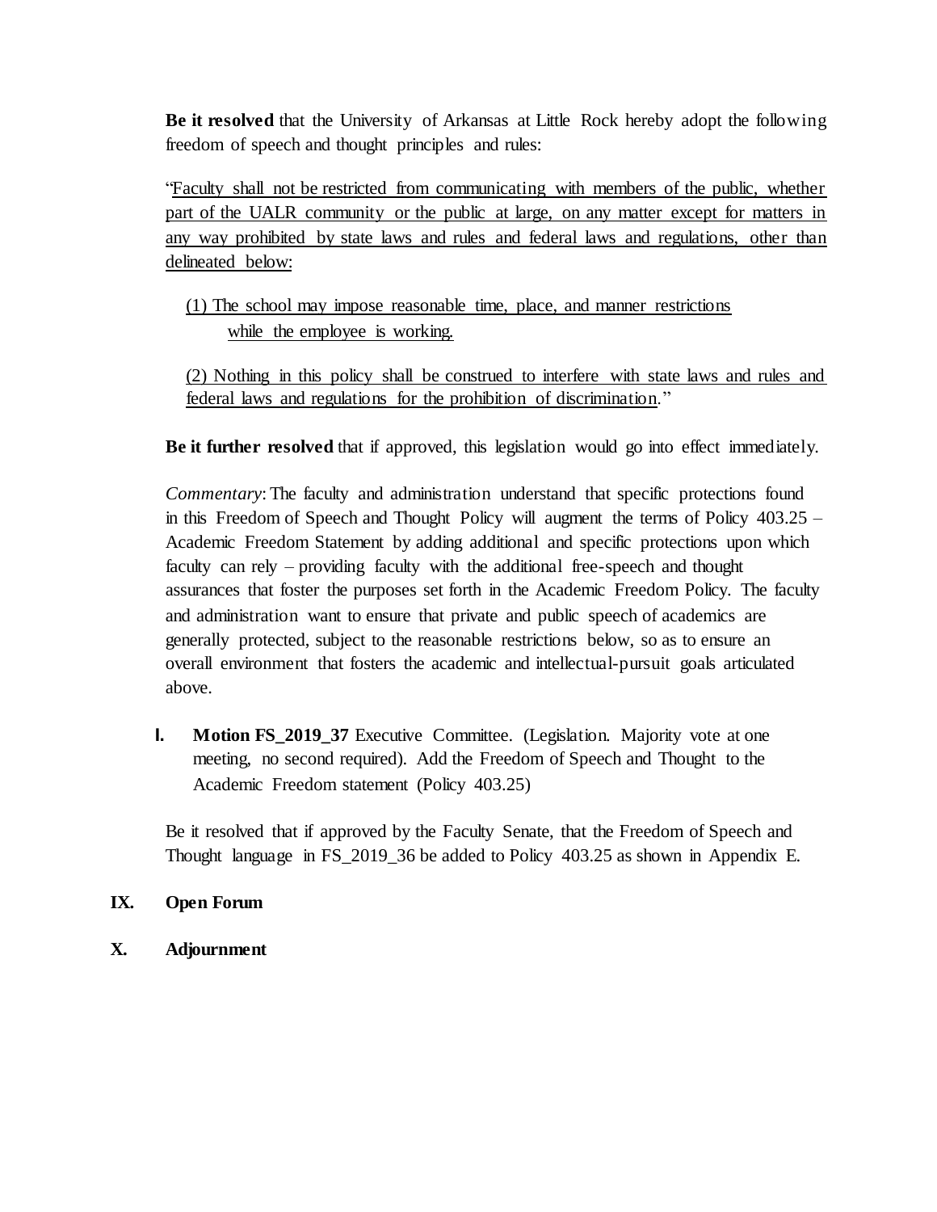**Be it resolved** that the University of Arkansas at Little Rock hereby adopt the following freedom of speech and thought principles and rules:

"<u>Faculty shall not be restricted from communicating with members of the public, whether part of the UALR community or the public at large, on any matter except for matters in any way prohibited by state laws and rules and federal laws and regulations, other than delineated below:</u>

<u>(1) The school may impose reasonable time, place, and manner restrictions while the employee is working.</u>

<u>(2) Nothing in this policy shall be construed to interfere with state laws and rules and federal laws and regulations for the prohibition of discrimination</u>."

**Be it further resolved** that if approved, this legislation would go into effect immediately.

*Commentary*: The faculty and administration understand that specific protections found in this Freedom of Speech and Thought Policy will augment the terms of Policy 403.25 – Academic Freedom Statement by adding additional and specific protections upon which faculty can rely – providing faculty with the additional free-speech and thought assurances that foster the purposes set forth in the Academic Freedom Policy. The faculty and administration want to ensure that private and public speech of academics are generally protected, subject to the reasonable restrictions below, so as to ensure an overall environment that fosters the academic and intellectual-pursuit goals articulated above.

**I. Motion FS_2019_37** Executive Committee. (Legislation. Majority vote at one meeting, no second required). Add the Freedom of Speech and Thought to the Academic Freedom statement (Policy 403.25)

Be it resolved that if approved by the Faculty Senate, that the Freedom of Speech and Thought language in FS_2019_36 be added to Policy 403.25 as shown in Appendix E.

## IX. Open Forum

## X. Adjournment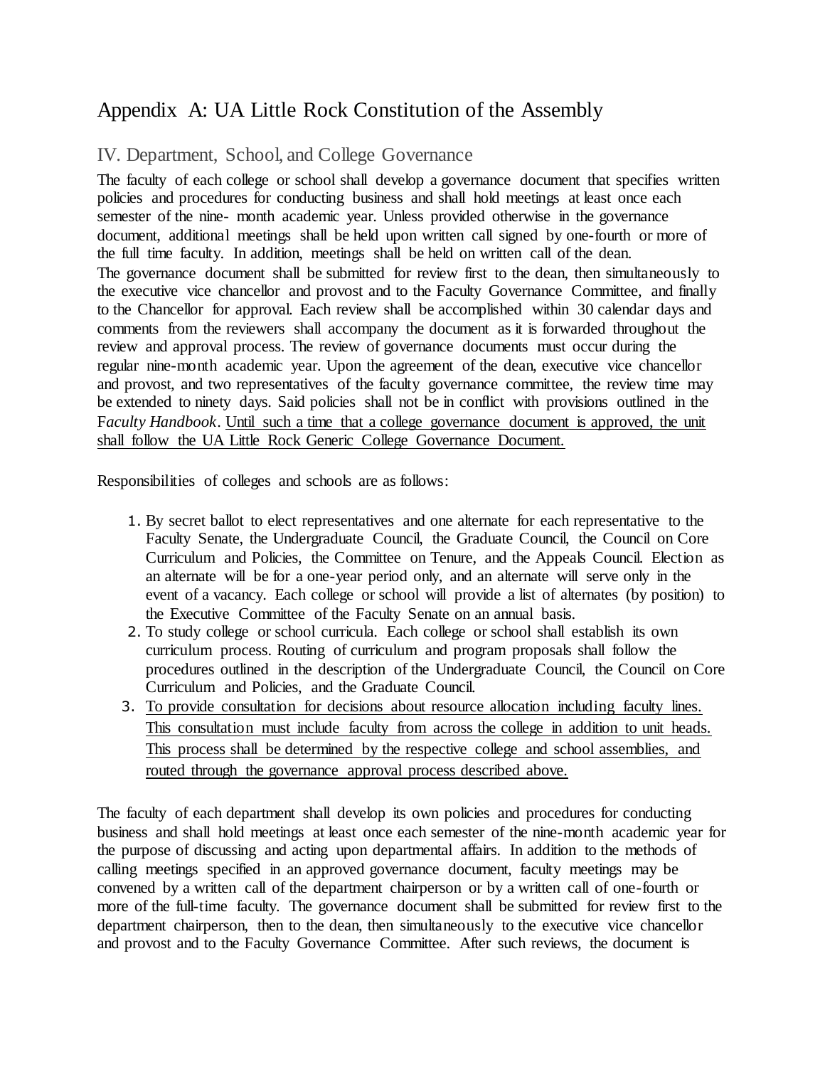# Appendix A: UA Little Rock Constitution of the Assembly

## IV. Department, School, and College Governance

The faculty of each college or school shall develop a governance document that specifies written policies and procedures for conducting business and shall hold meetings at least once each semester of the nine- month academic year. Unless provided otherwise in the governance document, additional meetings shall be held upon written call signed by one-fourth or more of the full time faculty. In addition, meetings shall be held on written call of the dean.
The governance document shall be submitted for review first to the dean, then simultaneously to the executive vice chancellor and provost and to the Faculty Governance Committee, and finally to the Chancellor for approval. Each review shall be accomplished within 30 calendar days and comments from the reviewers shall accompany the document as it is forwarded throughout the review and approval process. The review of governance documents must occur during the regular nine-month academic year. Upon the agreement of the dean, executive vice chancellor and provost, and two representatives of the faculty governance committee, the review time may be extended to ninety days. Said policies shall not be in conflict with provisions outlined in the F*aculty Handbook*. Until such a time that a college governance document is approved, the unit shall follow the UA Little Rock Generic College Governance Document.

Responsibilities of colleges and schools are as follows:

1. By secret ballot to elect representatives and one alternate for each representative to the Faculty Senate, the Undergraduate Council, the Graduate Council, the Council on Core Curriculum and Policies, the Committee on Tenure, and the Appeals Council. Election as an alternate will be for a one-year period only, and an alternate will serve only in the event of a vacancy. Each college or school will provide a list of alternates (by position) to the Executive Committee of the Faculty Senate on an annual basis.
2. To study college or school curricula. Each college or school shall establish its own curriculum process. Routing of curriculum and program proposals shall follow the procedures outlined in the description of the Undergraduate Council, the Council on Core Curriculum and Policies, and the Graduate Council.
3. To provide consultation for decisions about resource allocation including faculty lines. This consultation must include faculty from across the college in addition to unit heads. This process shall be determined by the respective college and school assemblies, and routed through the governance approval process described above.

The faculty of each department shall develop its own policies and procedures for conducting business and shall hold meetings at least once each semester of the nine-month academic year for the purpose of discussing and acting upon departmental affairs. In addition to the methods of calling meetings specified in an approved governance document, faculty meetings may be convened by a written call of the department chairperson or by a written call of one-fourth or more of the full-time faculty. The governance document shall be submitted for review first to the department chairperson, then to the dean, then simultaneously to the executive vice chancellor and provost and to the Faculty Governance Committee. After such reviews, the document is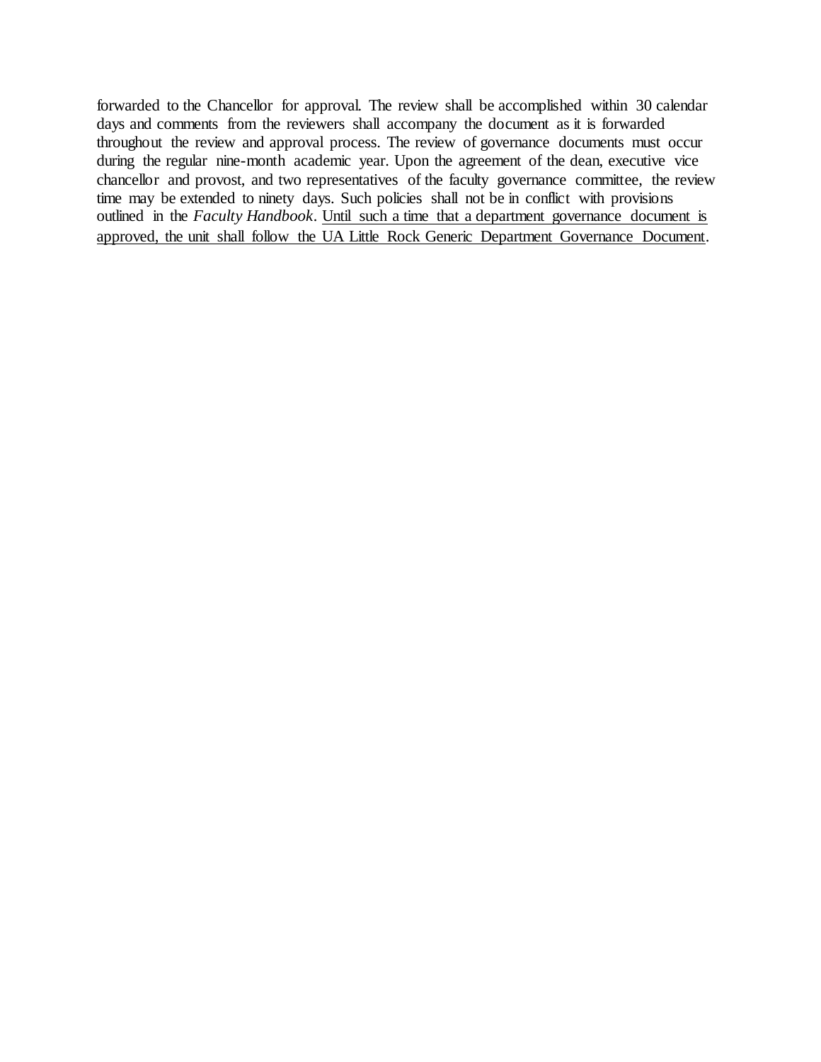forwarded to the Chancellor for approval. The review shall be accomplished within 30 calendar days and comments from the reviewers shall accompany the document as it is forwarded throughout the review and approval process. The review of governance documents must occur during the regular nine-month academic year. Upon the agreement of the dean, executive vice chancellor and provost, and two representatives of the faculty governance committee, the review time may be extended to ninety days. Such policies shall not be in conflict with provisions outlined in the *Faculty Handbook*. <u>Until such a time that a department governance document is approved, the unit shall follow the UA Little Rock Generic Department Governance Document</u>.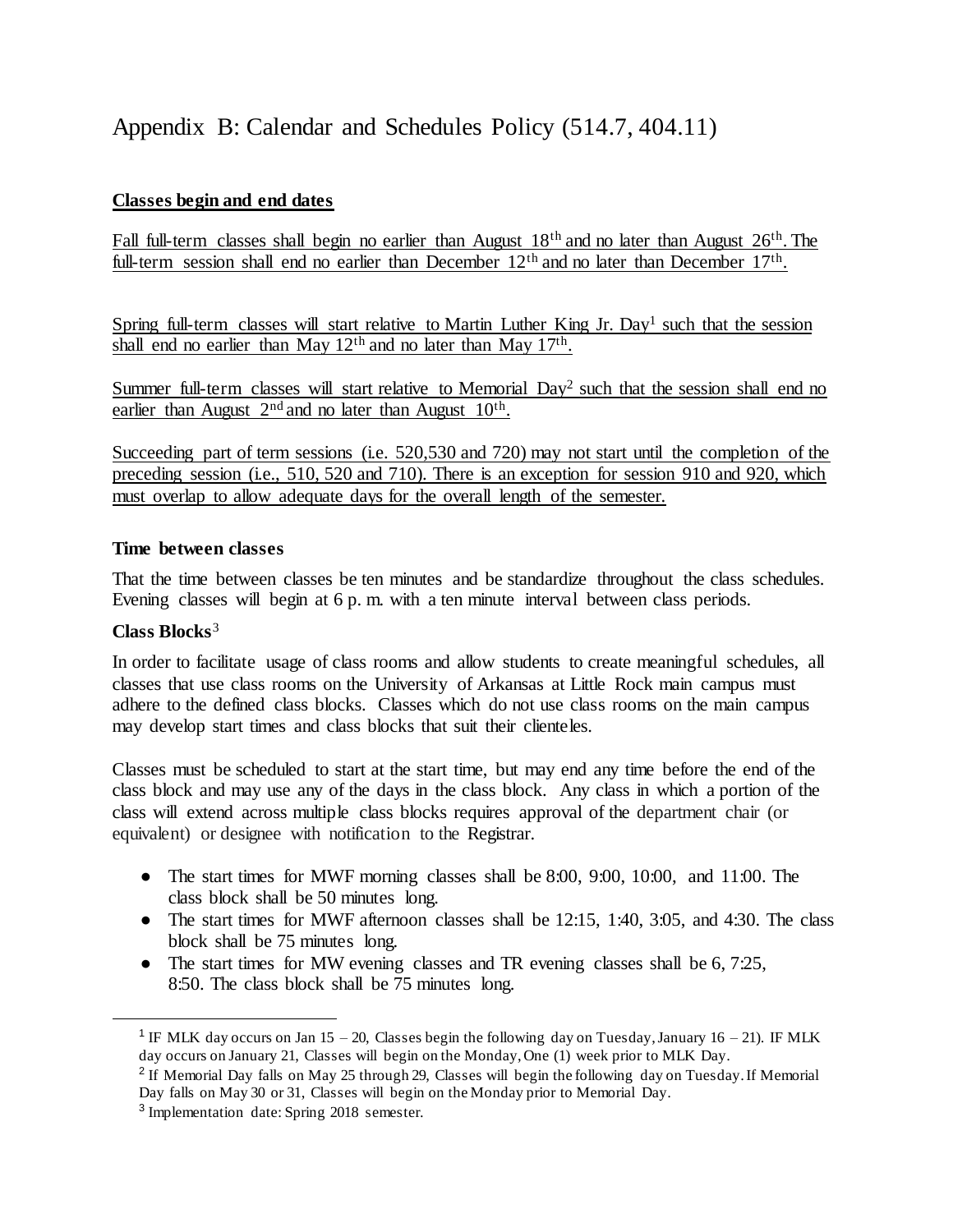# Appendix B: Calendar and Schedules Policy (514.7, 404.11)

**Classes begin and end dates**

Fall full-term classes shall begin no earlier than August 18th and no later than August 26th. The full-term session shall end no earlier than December 12th and no later than December 17th.

Spring full-term classes will start relative to Martin Luther King Jr. Day[1] such that the session shall end no earlier than May 12th and no later than May 17th.

Summer full-term classes will start relative to Memorial Day[2] such that the session shall end no earlier than August 2nd and no later than August 10th.

Succeeding part of term sessions (i.e. 520,530 and 720) may not start until the completion of the preceding session (i.e., 510, 520 and 710). There is an exception for session 910 and 920, which must overlap to allow adequate days for the overall length of the semester.

**Time between classes**

That the time between classes be ten minutes and be standardize throughout the class schedules. Evening classes will begin at 6 p. m. with a ten minute interval between class periods.

**Class Blocks**[3]

In order to facilitate usage of class rooms and allow students to create meaningful schedules, all classes that use class rooms on the University of Arkansas at Little Rock main campus must adhere to the defined class blocks. Classes which do not use class rooms on the main campus may develop start times and class blocks that suit their clienteles.

Classes must be scheduled to start at the start time, but may end any time before the end of the class block and may use any of the days in the class block. Any class in which a portion of the class will extend across multiple class blocks requires approval of the department chair (or equivalent) or designee with notification to the Registrar.

- The start times for MWF morning classes shall be 8:00, 9:00, 10:00, and 11:00. The class block shall be 50 minutes long.
- The start times for MWF afternoon classes shall be 12:15, 1:40, 3:05, and 4:30. The class block shall be 75 minutes long.
- The start times for MW evening classes and TR evening classes shall be 6, 7:25, 8:50. The class block shall be 75 minutes long.

---

[1] IF MLK day occurs on Jan 15 – 20, Classes begin the following day on Tuesday, January 16 – 21). IF MLK day occurs on January 21, Classes will begin on the Monday, One (1) week prior to MLK Day.

[2] If Memorial Day falls on May 25 through 29, Classes will begin the following day on Tuesday. If Memorial Day falls on May 30 or 31, Classes will begin on the Monday prior to Memorial Day.

[3] Implementation date: Spring 2018 semester.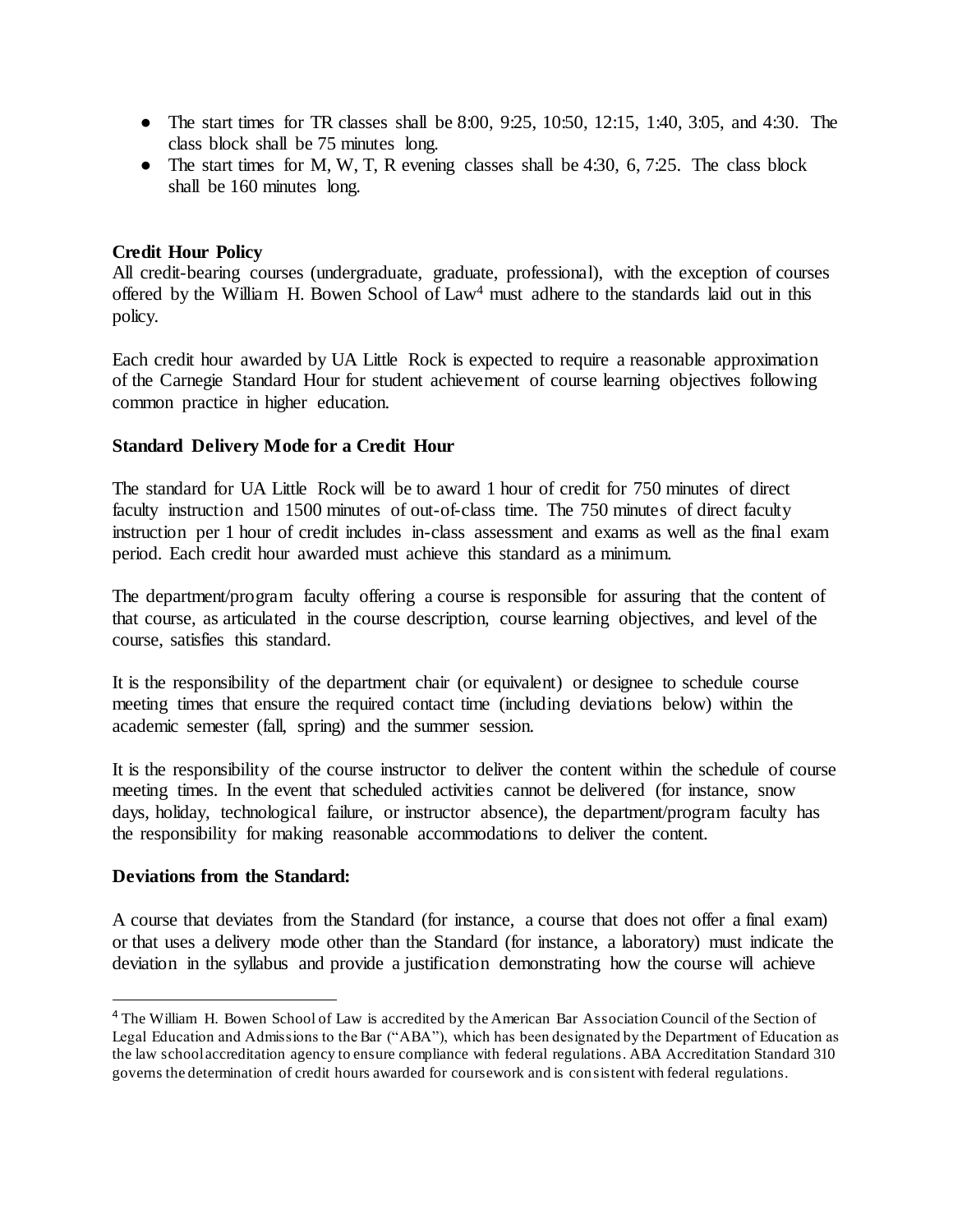- The start times for TR classes shall be 8:00, 9:25, 10:50, 12:15, 1:40, 3:05, and 4:30. The class block shall be 75 minutes long.
- The start times for M, W, T, R evening classes shall be 4:30, 6, 7:25. The class block shall be 160 minutes long.

**Credit Hour Policy**

All credit-bearing courses (undergraduate, graduate, professional), with the exception of courses offered by the William H. Bowen School of Law[4] must adhere to the standards laid out in this policy.

Each credit hour awarded by UA Little Rock is expected to require a reasonable approximation of the Carnegie Standard Hour for student achievement of course learning objectives following common practice in higher education.

**Standard Delivery Mode for a Credit Hour**

The standard for UA Little Rock will be to award 1 hour of credit for 750 minutes of direct faculty instruction and 1500 minutes of out-of-class time. The 750 minutes of direct faculty instruction per 1 hour of credit includes in-class assessment and exams as well as the final exam period. Each credit hour awarded must achieve this standard as a minimum.

The department/program faculty offering a course is responsible for assuring that the content of that course, as articulated in the course description, course learning objectives, and level of the course, satisfies this standard.

It is the responsibility of the department chair (or equivalent) or designee to schedule course meeting times that ensure the required contact time (including deviations below) within the academic semester (fall, spring) and the summer session.

It is the responsibility of the course instructor to deliver the content within the schedule of course meeting times. In the event that scheduled activities cannot be delivered (for instance, snow days, holiday, technological failure, or instructor absence), the department/program faculty has the responsibility for making reasonable accommodations to deliver the content.

**Deviations from the Standard:**

A course that deviates from the Standard (for instance, a course that does not offer a final exam) or that uses a delivery mode other than the Standard (for instance, a laboratory) must indicate the deviation in the syllabus and provide a justification demonstrating how the course will achieve

[4] The William H. Bowen School of Law is accredited by the American Bar Association Council of the Section of Legal Education and Admissions to the Bar ("ABA"), which has been designated by the Department of Education as the law school accreditation agency to ensure compliance with federal regulations. ABA Accreditation Standard 310 governs the determination of credit hours awarded for coursework and is consistent with federal regulations.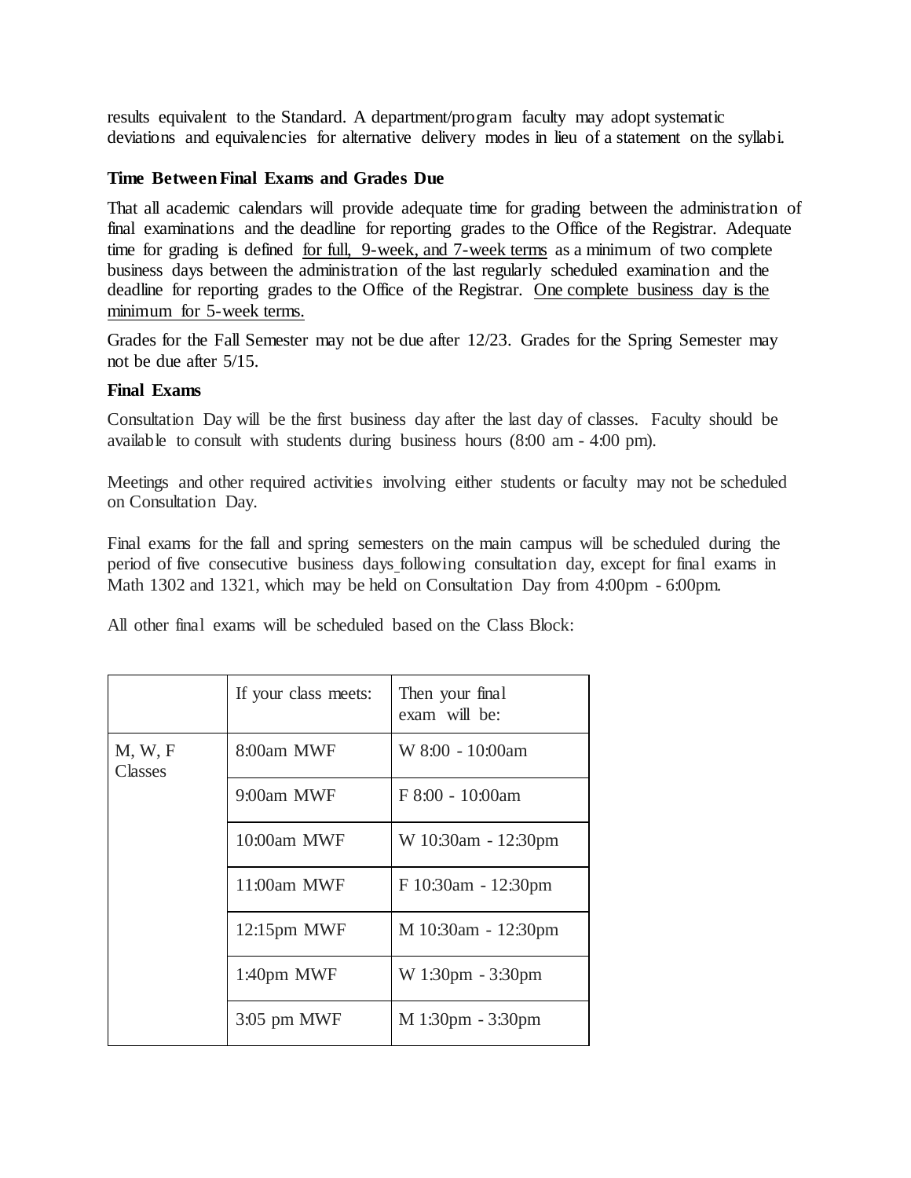results equivalent to the Standard. A department/program faculty may adopt systematic deviations and equivalencies for alternative delivery modes in lieu of a statement on the syllabi.

**Time Between Final Exams and Grades Due**

That all academic calendars will provide adequate time for grading between the administration of final examinations and the deadline for reporting grades to the Office of the Registrar. Adequate time for grading is defined <u>for full, 9-week, and 7-week terms</u> as a minimum of two complete business days between the administration of the last regularly scheduled examination and the deadline for reporting grades to the Office of the Registrar. <u>One complete business day is the minimum for 5-week terms.</u>

Grades for the Fall Semester may not be due after 12/23. Grades for the Spring Semester may not be due after 5/15.

**Final Exams**

Consultation Day will be the first business day after the last day of classes. Faculty should be available to consult with students during business hours (8:00 am - 4:00 pm).

Meetings and other required activities involving either students or faculty may not be scheduled on Consultation Day.

Final exams for the fall and spring semesters on the main campus will be scheduled during the period of five consecutive business days following consultation day, except for final exams in Math 1302 and 1321, which may be held on Consultation Day from 4:00pm - 6:00pm.

All other final exams will be scheduled based on the Class Block:

| | If your class meets: | Then your final exam will be: |
|---|---|---|
| M, W, F Classes | 8:00am MWF | W 8:00 - 10:00am |
| | 9:00am MWF | F 8:00 - 10:00am |
| | 10:00am MWF | W 10:30am - 12:30pm |
| | 11:00am MWF | F 10:30am - 12:30pm |
| | 12:15pm MWF | M 10:30am - 12:30pm |
| | 1:40pm MWF | W 1:30pm - 3:30pm |
| | 3:05 pm MWF | M 1:30pm - 3:30pm |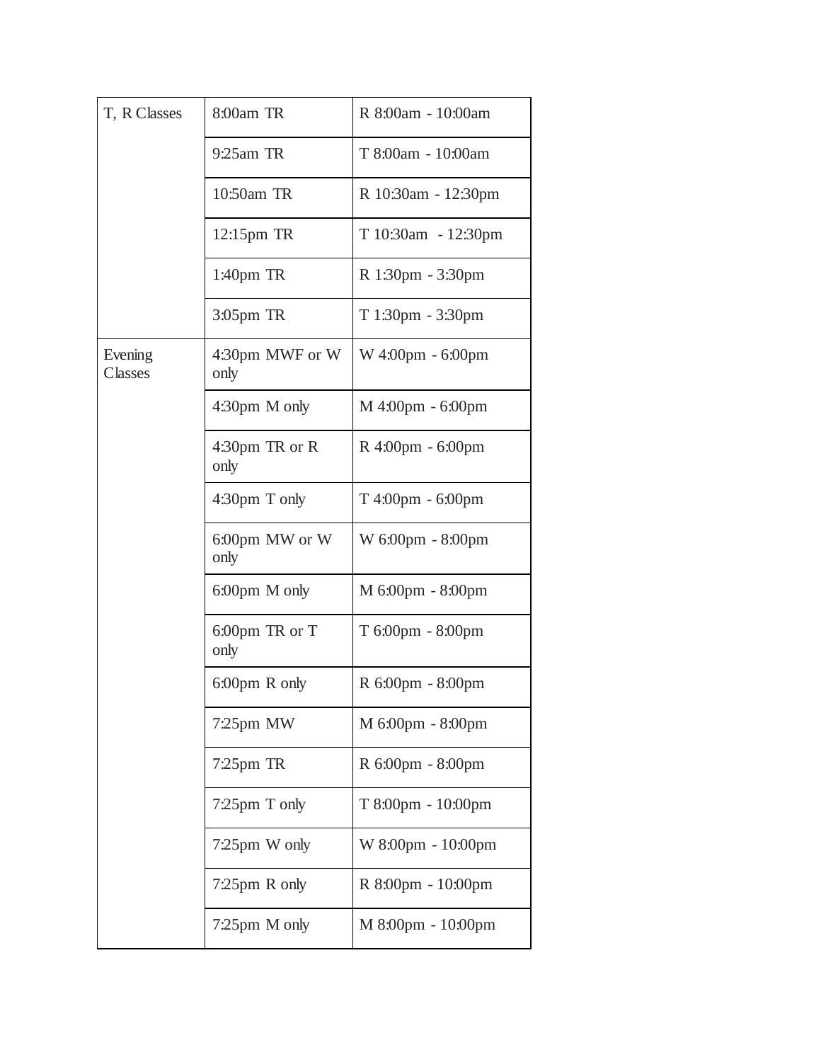| | | |
|---|---|---|
| T, R Classes | 8:00am TR | R 8:00am - 10:00am |
| | 9:25am TR | T 8:00am - 10:00am |
| | 10:50am TR | R 10:30am - 12:30pm |
| | 12:15pm TR | T 10:30am - 12:30pm |
| | 1:40pm TR | R 1:30pm - 3:30pm |
| | 3:05pm TR | T 1:30pm - 3:30pm |
| Evening Classes | 4:30pm MWF or W only | W 4:00pm - 6:00pm |
| | 4:30pm M only | M 4:00pm - 6:00pm |
| | 4:30pm TR or R only | R 4:00pm - 6:00pm |
| | 4:30pm T only | T 4:00pm - 6:00pm |
| | 6:00pm MW or W only | W 6:00pm - 8:00pm |
| | 6:00pm M only | M 6:00pm - 8:00pm |
| | 6:00pm TR or T only | T 6:00pm - 8:00pm |
| | 6:00pm R only | R 6:00pm - 8:00pm |
| | 7:25pm MW | M 6:00pm - 8:00pm |
| | 7:25pm TR | R 6:00pm - 8:00pm |
| | 7:25pm T only | T 8:00pm - 10:00pm |
| | 7:25pm W only | W 8:00pm - 10:00pm |
| | 7:25pm R only | R 8:00pm - 10:00pm |
| | 7:25pm M only | M 8:00pm - 10:00pm |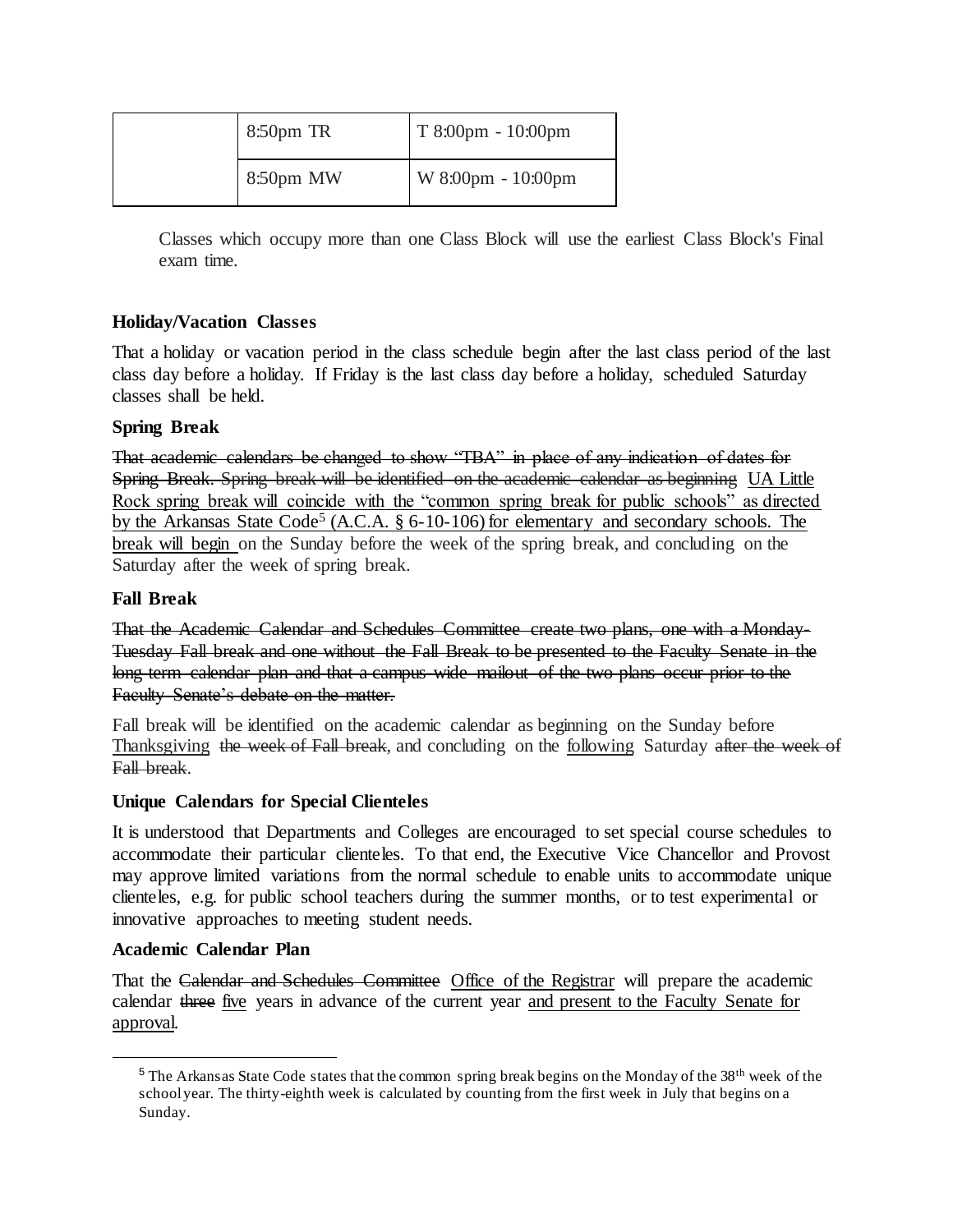| | 8:50pm TR | T 8:00pm - 10:00pm |
|---|---|---|
| | 8:50pm MW | W 8:00pm - 10:00pm |

Classes which occupy more than one Class Block will use the earliest Class Block's Final exam time.

**Holiday/Vacation Classes**

That a holiday or vacation period in the class schedule begin after the last class period of the last class day before a holiday. If Friday is the last class day before a holiday, scheduled Saturday classes shall be held.

**Spring Break**

~~That academic calendars be changed to show "TBA" in place of any indication of dates for Spring Break. Spring break will be identified on the academic calendar as beginning~~ <u>UA Little Rock spring break will coincide with the "common spring break for public schools" as directed by the Arkansas State Code[5] (A.C.A. § 6-10-106) for elementary and secondary schools. The break will begin</u> on the Sunday before the week of the spring break, and concluding on the Saturday after the week of spring break.

**Fall Break**

~~That the Academic Calendar and Schedules Committee create two plans, one with a Monday-Tuesday Fall break and one without the Fall Break to be presented to the Faculty Senate in the long-term calendar plan and that a campus-wide mailout of the two plans occur prior to the Faculty Senate's debate on the matter.~~

Fall break will be identified on the academic calendar as beginning on the Sunday before <u>Thanksgiving</u> ~~the week of Fall break~~, and concluding on the <u>following</u> Saturday ~~after the week of Fall break~~.

**Unique Calendars for Special Clienteles**

It is understood that Departments and Colleges are encouraged to set special course schedules to accommodate their particular clienteles. To that end, the Executive Vice Chancellor and Provost may approve limited variations from the normal schedule to enable units to accommodate unique clienteles, e.g. for public school teachers during the summer months, or to test experimental or innovative approaches to meeting student needs.

**Academic Calendar Plan**

That the ~~Calendar and Schedules Committee~~ <u>Office of the Registrar</u> will prepare the academic calendar ~~three~~ <u>five</u> years in advance of the current year <u>and present to the Faculty Senate for approval</u>.

---

[5] The Arkansas State Code states that the common spring break begins on the Monday of the 38th week of the school year. The thirty-eighth week is calculated by counting from the first week in July that begins on a Sunday.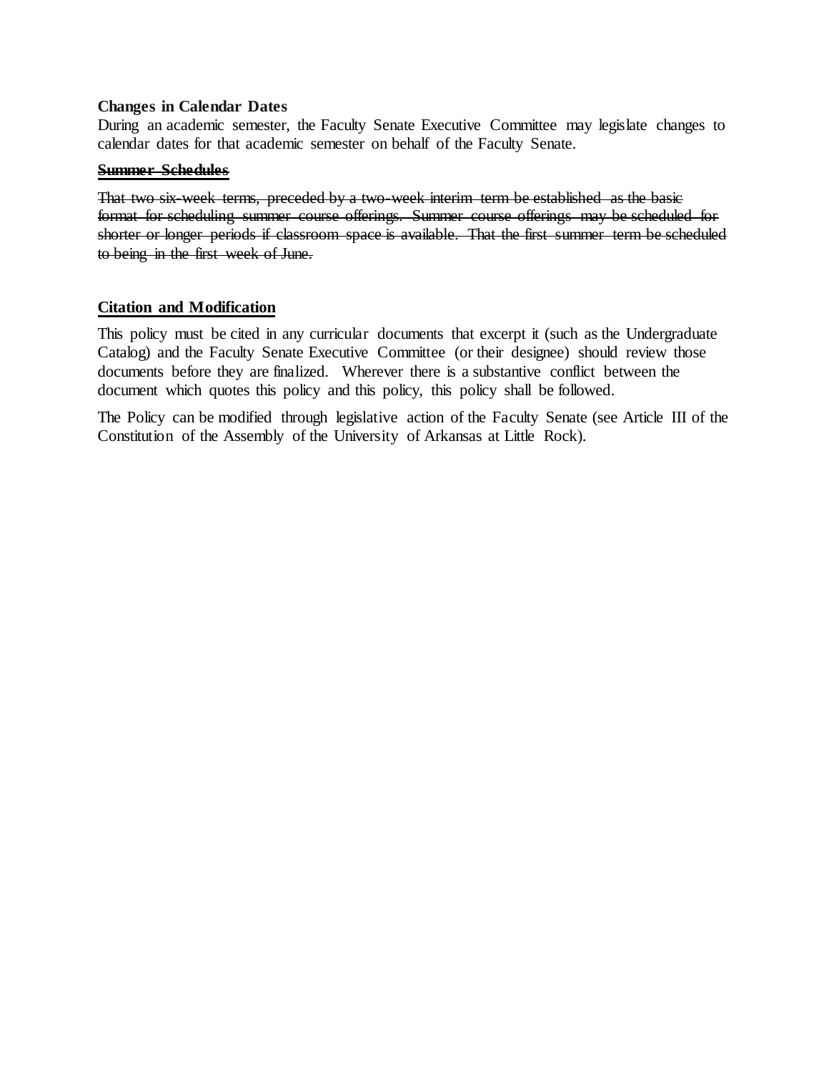**Changes in Calendar Dates**

During an academic semester, the Faculty Senate Executive Committee may legislate changes to calendar dates for that academic semester on behalf of the Faculty Senate.

~~**Summer Schedules**~~

~~That two six-week terms, preceded by a two-week interim term be established as the basic format for scheduling summer course offerings. Summer course offerings may be scheduled for shorter or longer periods if classroom space is available. That the first summer term be scheduled to being in the first week of June.~~

**Citation and Modification**

This policy must be cited in any curricular documents that excerpt it (such as the Undergraduate Catalog) and the Faculty Senate Executive Committee (or their designee) should review those documents before they are finalized. Wherever there is a substantive conflict between the document which quotes this policy and this policy, this policy shall be followed.

The Policy can be modified through legislative action of the Faculty Senate (see Article III of the Constitution of the Assembly of the University of Arkansas at Little Rock).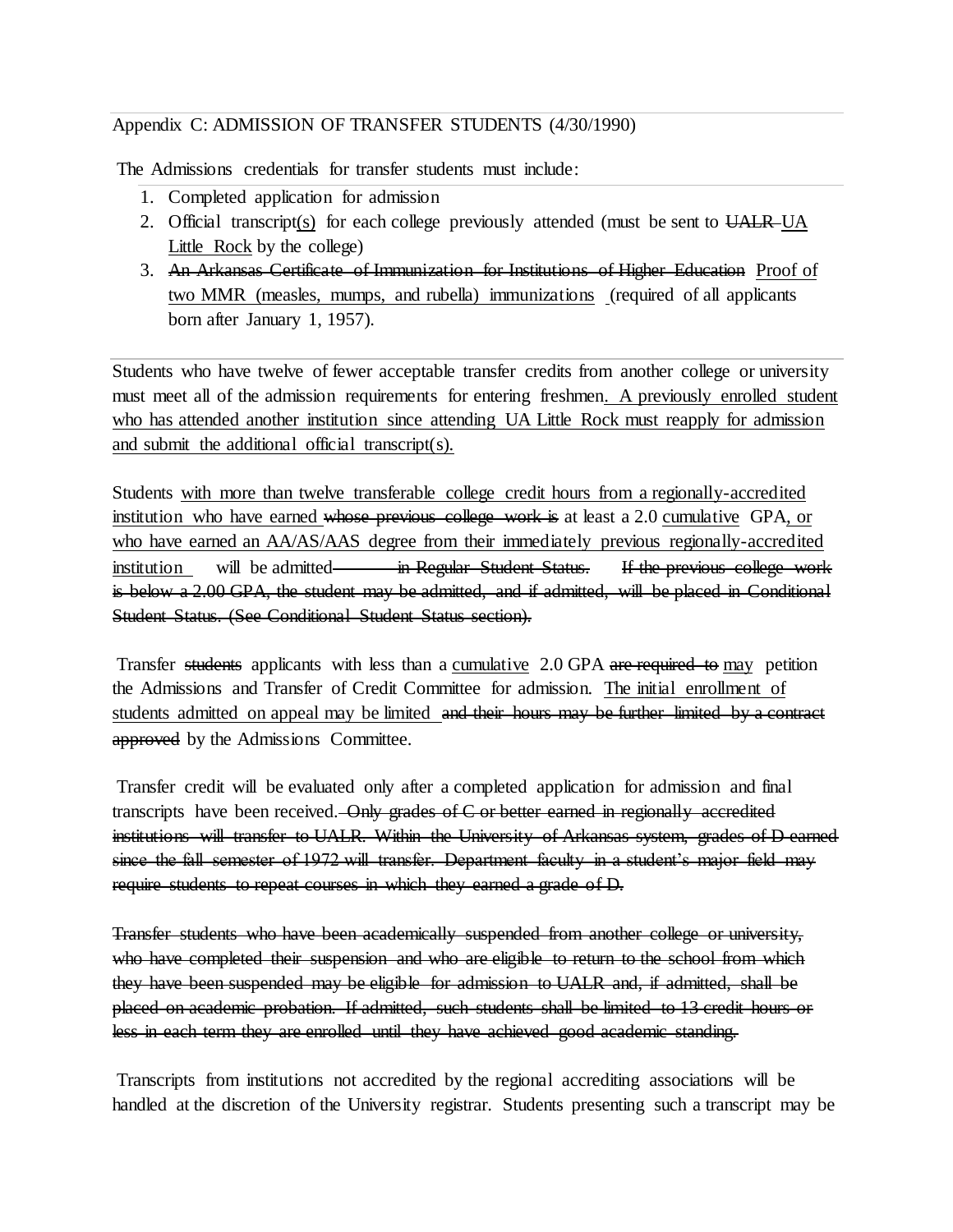Appendix C: ADMISSION OF TRANSFER STUDENTS (4/30/1990)

The Admissions credentials for transfer students must include:

1. Completed application for admission
2. Official transcript<u>(s)</u> for each college previously attended (must be sent to ~~UALR~~ <u>UA Little Rock</u> by the college)
3. ~~An Arkansas Certificate of Immunization for Institutions of Higher Education~~ <u>Proof of two MMR (measles, mumps, and rubella) immunizations</u> (required of all applicants born after January 1, 1957).

Students who have twelve of fewer acceptable transfer credits from another college or university must meet all of the admission requirements for entering freshmen<u>. A previously enrolled student who has attended another institution since attending UA Little Rock must reapply for admission and submit the additional official transcript(s).</u>

Students <u>with more than twelve transferable college credit hours from a regionally-accredited institution who have earned</u> ~~whose previous college work is~~ at least a 2.0 <u>cumulative</u> GPA<u>, or who have earned an AA/AS/AAS degree from their immediately previous regionally-accredited institution</u> will be admitted ~~in Regular Student Status. If the previous college work is below a 2.00 GPA, the student may be admitted, and if admitted, will be placed in Conditional Student Status. (See Conditional Student Status section).~~

Transfer ~~students~~ applicants with less than a <u>cumulative</u> 2.0 GPA ~~are required to~~ <u>may</u> petition the Admissions and Transfer of Credit Committee for admission. <u>The initial enrollment of students admitted on appeal may be limited</u> ~~and their hours may be further limited by a contract approved~~ by the Admissions Committee.

Transfer credit will be evaluated only after a completed application for admission and final transcripts have been received. ~~Only grades of C or better earned in regionally accredited institutions will transfer to UALR. Within the University of Arkansas system, grades of D earned since the fall semester of 1972 will transfer. Department faculty in a student's major field may require students to repeat courses in which they earned a grade of D.~~

~~Transfer students who have been academically suspended from another college or university, who have completed their suspension and who are eligible to return to the school from which they have been suspended may be eligible for admission to UALR and, if admitted, shall be placed on academic probation. If admitted, such students shall be limited to 13 credit hours or less in each term they are enrolled until they have achieved good academic standing.~~

Transcripts from institutions not accredited by the regional accrediting associations will be handled at the discretion of the University registrar. Students presenting such a transcript may be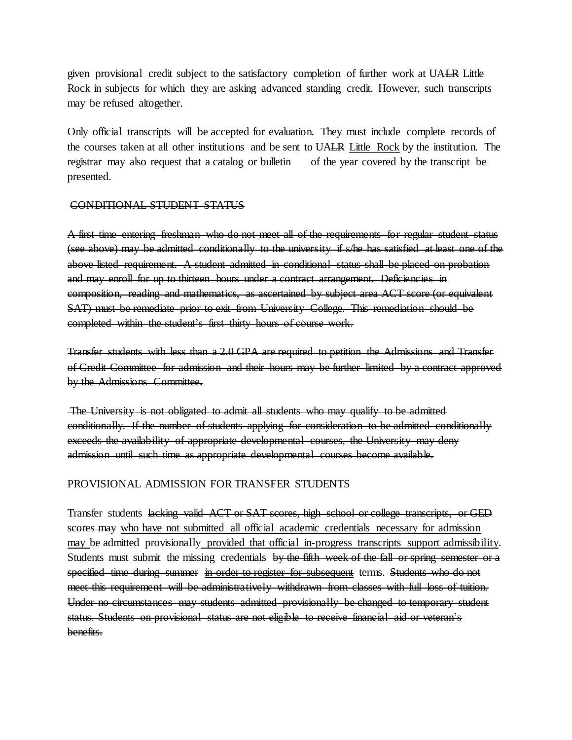given provisional credit subject to the satisfactory completion of further work at UA~~LR~~ Little Rock in subjects for which they are asking advanced standing credit. However, such transcripts may be refused altogether.

Only official transcripts will be accepted for evaluation. They must include complete records of the courses taken at all other institutions and be sent to UA~~LR~~ <u>Little Rock</u> by the institution. The registrar may also request that a catalog or bulletin of the year covered by the transcript be presented.

~~CONDITIONAL STUDENT STATUS~~

~~A first time entering freshman who do not meet all of the requirements for regular student status (see above) may be admitted conditionally to the university if s/he has satisfied at least one of the above listed requirement. A student admitted in conditional status shall be placed on probation and may enroll for up to thirteen hours under a contract arrangement. Deficiencies in composition, reading and mathematics, as ascertained by subject area ACT score (or equivalent SAT) must be remediate prior to exit from University College. This remediation should be completed within the student's first thirty hours of course work.~~

~~Transfer students with less than a 2.0 GPA are required to petition the Admissions and Transfer of Credit Committee for admission and their hours may be further limited by a contract approved by the Admissions Committee.~~

~~The University is not obligated to admit all students who may qualify to be admitted conditionally. If the number of students applying for consideration to be admitted conditionally exceeds the availability of appropriate developmental courses, the University may deny admission until such time as appropriate developmental courses become available.~~

PROVISIONAL ADMISSION FOR TRANSFER STUDENTS

Transfer students ~~lacking valid ACT or SAT scores, high school or college transcripts, or GED scores may~~ <u>who have not submitted all official academic credentials necessary for admission may</u> be admitted provisionally <u>provided that official in-progress transcripts support admissibility</u>. Students must submit the missing credentials ~~by the fifth week of the fall or spring semester or a specified time during summer~~ <u>in order to register for subsequent</u> terms. ~~Students who do not meet this requirement will be administratively withdrawn from classes with full loss of tuition. Under no circumstances may students admitted provisionally be changed to temporary student status. Students on provisional status are not eligible to receive financial aid or veteran's benefits.~~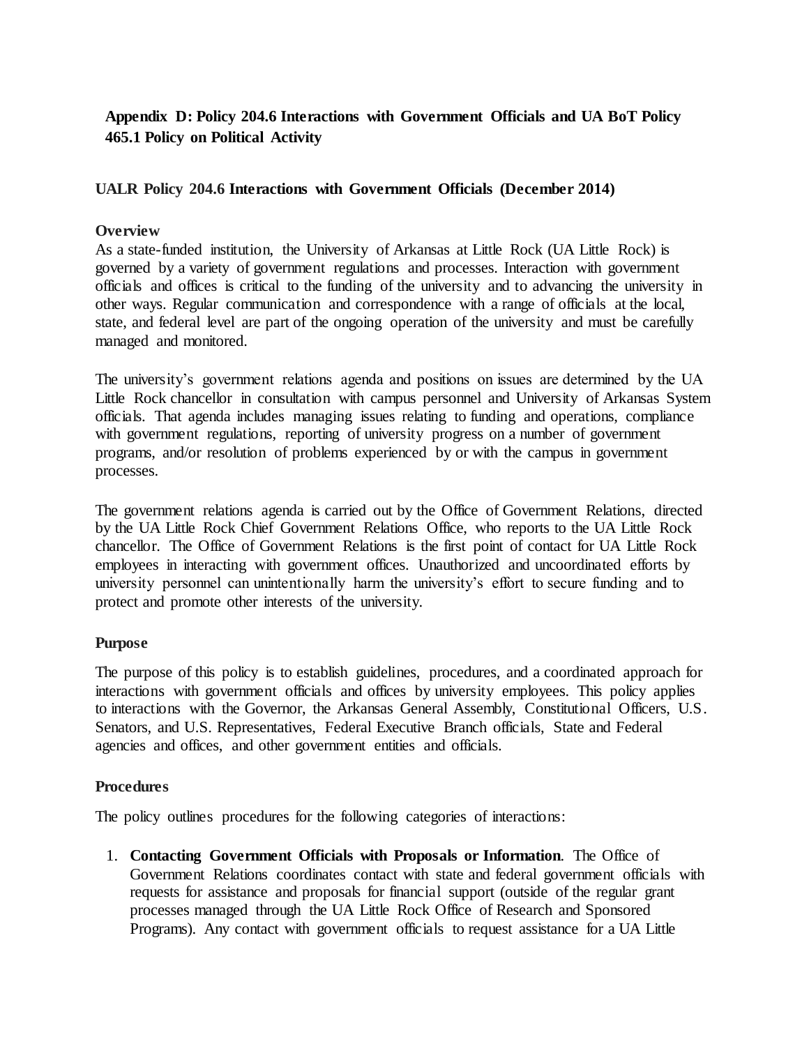**Appendix D: Policy 204.6 Interactions with Government Officials and UA BoT Policy 465.1 Policy on Political Activity**

**UALR Policy 204.6 Interactions with Government Officials (December 2014)**

**Overview**

As a state-funded institution, the University of Arkansas at Little Rock (UA Little Rock) is governed by a variety of government regulations and processes. Interaction with government officials and offices is critical to the funding of the university and to advancing the university in other ways. Regular communication and correspondence with a range of officials at the local, state, and federal level are part of the ongoing operation of the university and must be carefully managed and monitored.

The university's government relations agenda and positions on issues are determined by the UA Little Rock chancellor in consultation with campus personnel and University of Arkansas System officials. That agenda includes managing issues relating to funding and operations, compliance with government regulations, reporting of university progress on a number of government programs, and/or resolution of problems experienced by or with the campus in government processes.

The government relations agenda is carried out by the Office of Government Relations, directed by the UA Little Rock Chief Government Relations Office, who reports to the UA Little Rock chancellor. The Office of Government Relations is the first point of contact for UA Little Rock employees in interacting with government offices. Unauthorized and uncoordinated efforts by university personnel can unintentionally harm the university's effort to secure funding and to protect and promote other interests of the university.

**Purpose**

The purpose of this policy is to establish guidelines, procedures, and a coordinated approach for interactions with government officials and offices by university employees. This policy applies to interactions with the Governor, the Arkansas General Assembly, Constitutional Officers, U.S. Senators, and U.S. Representatives, Federal Executive Branch officials, State and Federal agencies and offices, and other government entities and officials.

**Procedures**

The policy outlines procedures for the following categories of interactions:

1. **Contacting Government Officials with Proposals or Information**. The Office of Government Relations coordinates contact with state and federal government officials with requests for assistance and proposals for financial support (outside of the regular grant processes managed through the UA Little Rock Office of Research and Sponsored Programs). Any contact with government officials to request assistance for a UA Little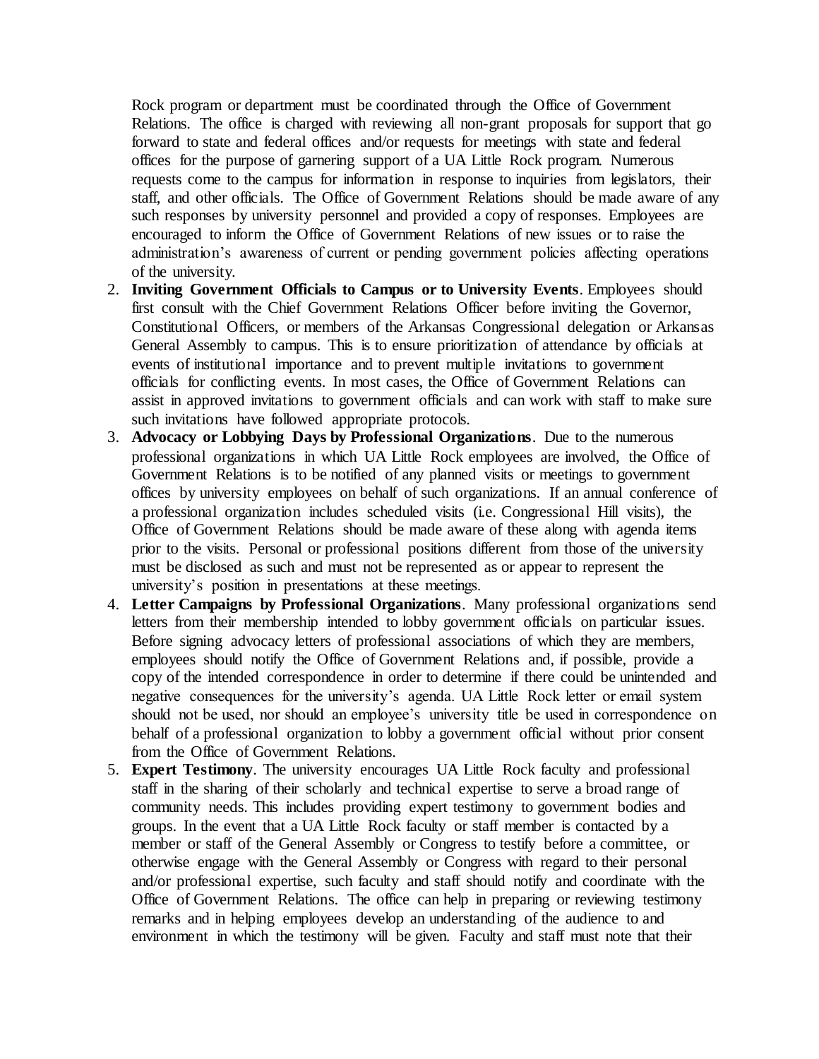Rock program or department must be coordinated through the Office of Government Relations. The office is charged with reviewing all non-grant proposals for support that go forward to state and federal offices and/or requests for meetings with state and federal offices for the purpose of garnering support of a UA Little Rock program. Numerous requests come to the campus for information in response to inquiries from legislators, their staff, and other officials. The Office of Government Relations should be made aware of any such responses by university personnel and provided a copy of responses. Employees are encouraged to inform the Office of Government Relations of new issues or to raise the administration's awareness of current or pending government policies affecting operations of the university.

2. **Inviting Government Officials to Campus or to University Events**. Employees should first consult with the Chief Government Relations Officer before inviting the Governor, Constitutional Officers, or members of the Arkansas Congressional delegation or Arkansas General Assembly to campus. This is to ensure prioritization of attendance by officials at events of institutional importance and to prevent multiple invitations to government officials for conflicting events. In most cases, the Office of Government Relations can assist in approved invitations to government officials and can work with staff to make sure such invitations have followed appropriate protocols.
3. **Advocacy or Lobbying Days by Professional Organizations**. Due to the numerous professional organizations in which UA Little Rock employees are involved, the Office of Government Relations is to be notified of any planned visits or meetings to government offices by university employees on behalf of such organizations. If an annual conference of a professional organization includes scheduled visits (i.e. Congressional Hill visits), the Office of Government Relations should be made aware of these along with agenda items prior to the visits. Personal or professional positions different from those of the university must be disclosed as such and must not be represented as or appear to represent the university's position in presentations at these meetings.
4. **Letter Campaigns by Professional Organizations**. Many professional organizations send letters from their membership intended to lobby government officials on particular issues. Before signing advocacy letters of professional associations of which they are members, employees should notify the Office of Government Relations and, if possible, provide a copy of the intended correspondence in order to determine if there could be unintended and negative consequences for the university's agenda. UA Little Rock letter or email system should not be used, nor should an employee's university title be used in correspondence on behalf of a professional organization to lobby a government official without prior consent from the Office of Government Relations.
5. **Expert Testimony**. The university encourages UA Little Rock faculty and professional staff in the sharing of their scholarly and technical expertise to serve a broad range of community needs. This includes providing expert testimony to government bodies and groups. In the event that a UA Little Rock faculty or staff member is contacted by a member or staff of the General Assembly or Congress to testify before a committee, or otherwise engage with the General Assembly or Congress with regard to their personal and/or professional expertise, such faculty and staff should notify and coordinate with the Office of Government Relations. The office can help in preparing or reviewing testimony remarks and in helping employees develop an understanding of the audience to and environment in which the testimony will be given. Faculty and staff must note that their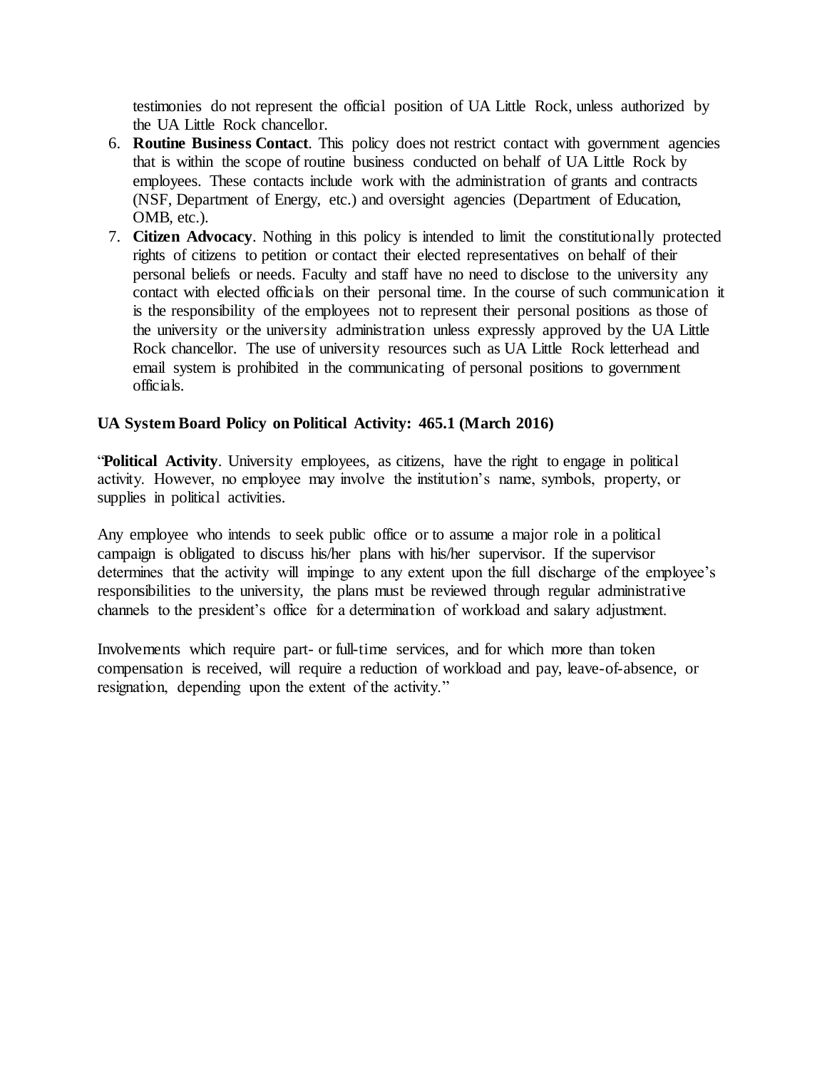testimonies do not represent the official position of UA Little Rock, unless authorized by the UA Little Rock chancellor.

6. **Routine Business Contact**. This policy does not restrict contact with government agencies that is within the scope of routine business conducted on behalf of UA Little Rock by employees. These contacts include work with the administration of grants and contracts (NSF, Department of Energy, etc.) and oversight agencies (Department of Education, OMB, etc.).
7. **Citizen Advocacy**. Nothing in this policy is intended to limit the constitutionally protected rights of citizens to petition or contact their elected representatives on behalf of their personal beliefs or needs. Faculty and staff have no need to disclose to the university any contact with elected officials on their personal time. In the course of such communication it is the responsibility of the employees not to represent their personal positions as those of the university or the university administration unless expressly approved by the UA Little Rock chancellor. The use of university resources such as UA Little Rock letterhead and email system is prohibited in the communicating of personal positions to government officials.

**UA System Board Policy on Political Activity: 465.1 (March 2016)**

"**Political Activity**. University employees, as citizens, have the right to engage in political activity. However, no employee may involve the institution's name, symbols, property, or supplies in political activities.

Any employee who intends to seek public office or to assume a major role in a political campaign is obligated to discuss his/her plans with his/her supervisor. If the supervisor determines that the activity will impinge to any extent upon the full discharge of the employee's responsibilities to the university, the plans must be reviewed through regular administrative channels to the president's office for a determination of workload and salary adjustment.

Involvements which require part- or full-time services, and for which more than token compensation is received, will require a reduction of workload and pay, leave-of-absence, or resignation, depending upon the extent of the activity."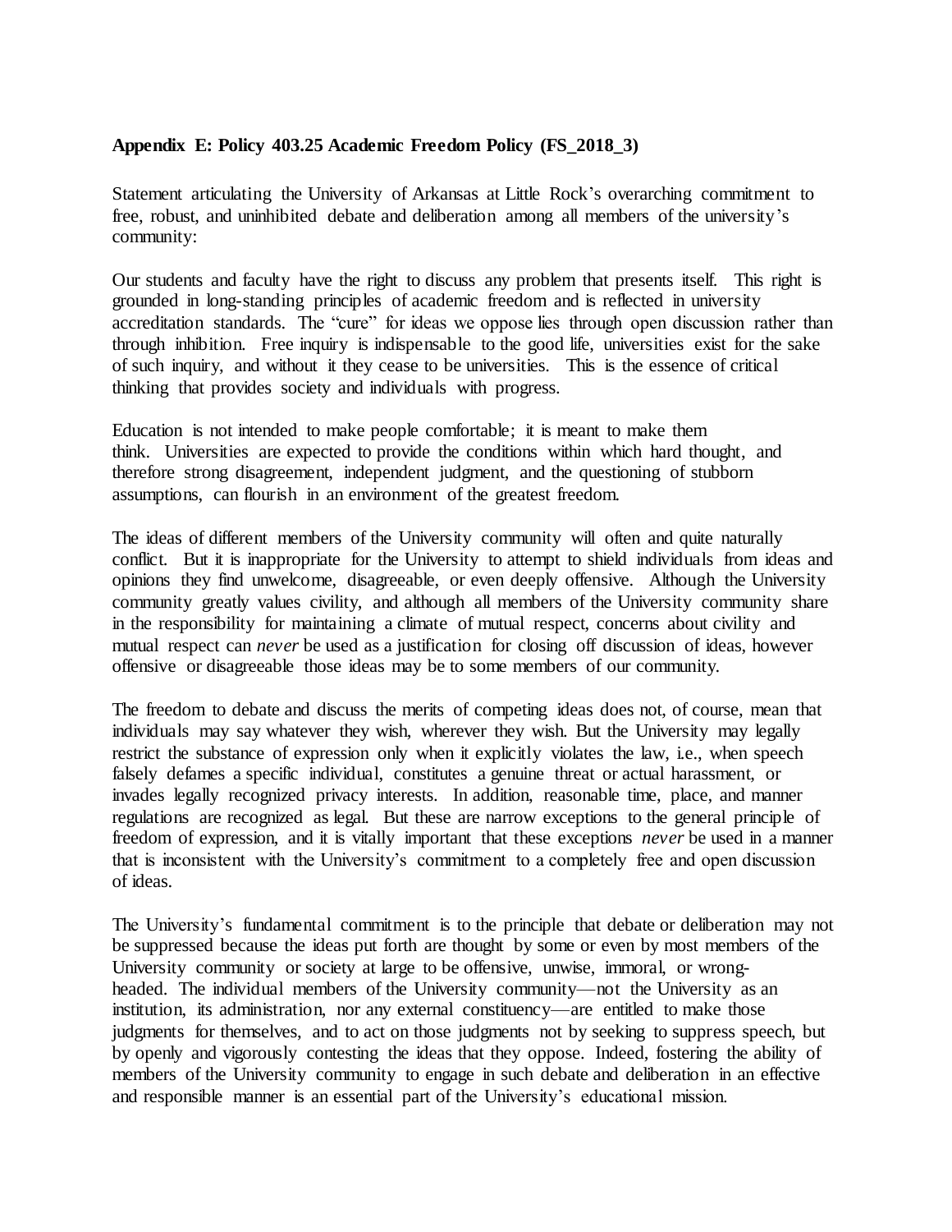**Appendix E: Policy 403.25 Academic Freedom Policy (FS_2018_3)**

Statement articulating the University of Arkansas at Little Rock's overarching commitment to free, robust, and uninhibited debate and deliberation among all members of the university's community:

Our students and faculty have the right to discuss any problem that presents itself. This right is grounded in long-standing principles of academic freedom and is reflected in university accreditation standards. The "cure" for ideas we oppose lies through open discussion rather than through inhibition. Free inquiry is indispensable to the good life, universities exist for the sake of such inquiry, and without it they cease to be universities. This is the essence of critical thinking that provides society and individuals with progress.

Education is not intended to make people comfortable; it is meant to make them think. Universities are expected to provide the conditions within which hard thought, and therefore strong disagreement, independent judgment, and the questioning of stubborn assumptions, can flourish in an environment of the greatest freedom.

The ideas of different members of the University community will often and quite naturally conflict. But it is inappropriate for the University to attempt to shield individuals from ideas and opinions they find unwelcome, disagreeable, or even deeply offensive. Although the University community greatly values civility, and although all members of the University community share in the responsibility for maintaining a climate of mutual respect, concerns about civility and mutual respect can *never* be used as a justification for closing off discussion of ideas, however offensive or disagreeable those ideas may be to some members of our community.

The freedom to debate and discuss the merits of competing ideas does not, of course, mean that individuals may say whatever they wish, wherever they wish. But the University may legally restrict the substance of expression only when it explicitly violates the law, i.e., when speech falsely defames a specific individual, constitutes a genuine threat or actual harassment, or invades legally recognized privacy interests. In addition, reasonable time, place, and manner regulations are recognized as legal. But these are narrow exceptions to the general principle of freedom of expression, and it is vitally important that these exceptions *never* be used in a manner that is inconsistent with the University's commitment to a completely free and open discussion of ideas.

The University's fundamental commitment is to the principle that debate or deliberation may not be suppressed because the ideas put forth are thought by some or even by most members of the University community or society at large to be offensive, unwise, immoral, or wrong-headed. The individual members of the University community—not the University as an institution, its administration, nor any external constituency—are entitled to make those judgments for themselves, and to act on those judgments not by seeking to suppress speech, but by openly and vigorously contesting the ideas that they oppose. Indeed, fostering the ability of members of the University community to engage in such debate and deliberation in an effective and responsible manner is an essential part of the University's educational mission.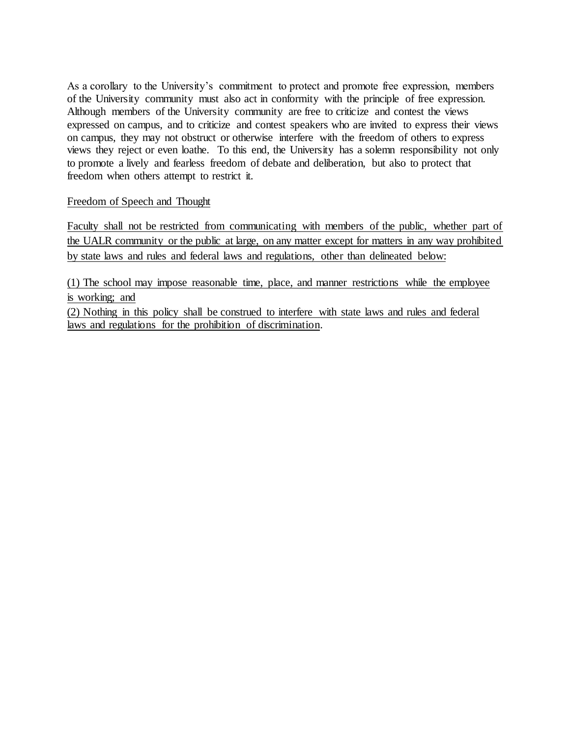As a corollary to the University's commitment to protect and promote free expression, members of the University community must also act in conformity with the principle of free expression. Although members of the University community are free to criticize and contest the views expressed on campus, and to criticize and contest speakers who are invited to express their views on campus, they may not obstruct or otherwise interfere with the freedom of others to express views they reject or even loathe. To this end, the University has a solemn responsibility not only to promote a lively and fearless freedom of debate and deliberation, but also to protect that freedom when others attempt to restrict it.

<u>Freedom of Speech and Thought</u>

<u>Faculty shall not be restricted from communicating with members of the public, whether part of the UALR community or the public at large, on any matter except for matters in any way prohibited by state laws and rules and federal laws and regulations, other than delineated below:</u>

<u>(1) The school may impose reasonable time, place, and manner restrictions while the employee is working; and</u>
<u>(2) Nothing in this policy shall be construed to interfere with state laws and rules and federal laws and regulations for the prohibition of discrimination</u>.